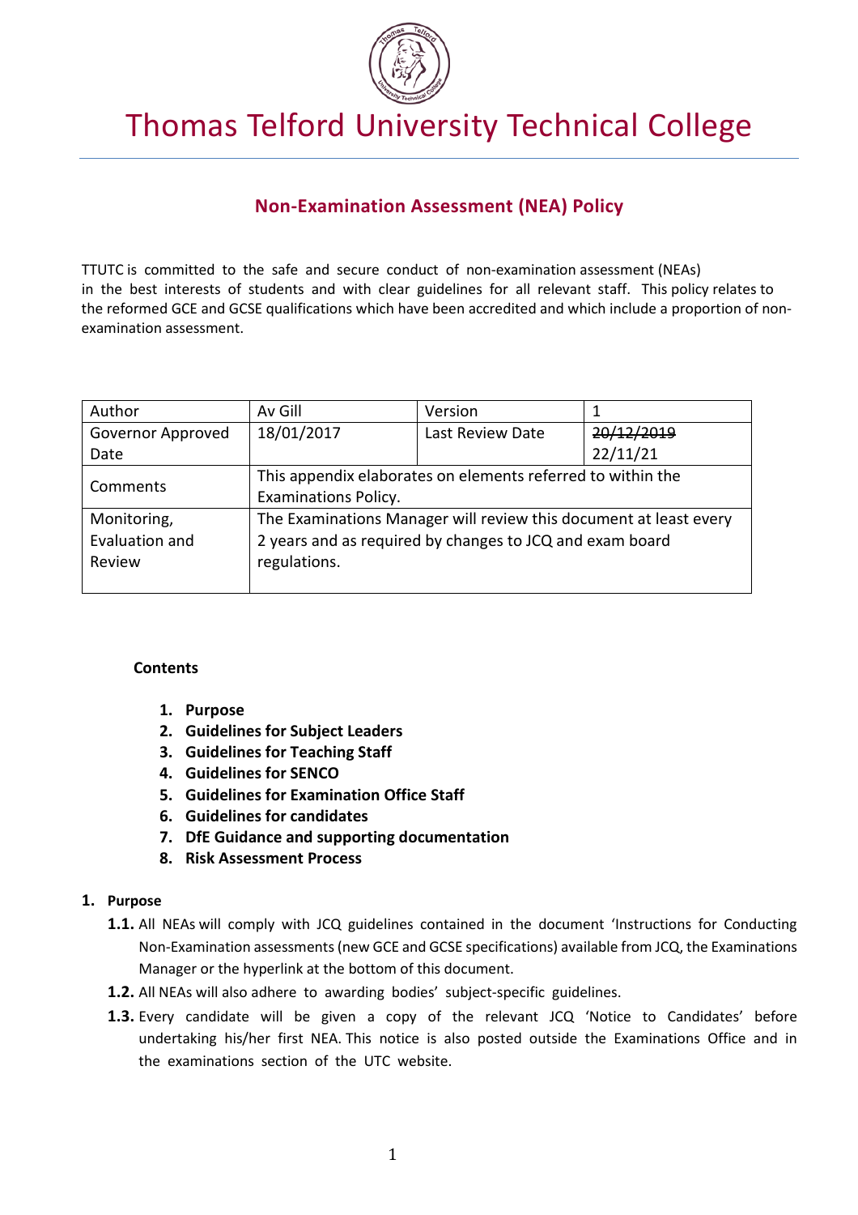# Thomas Telford University Technical College

## Non-Examination Assessment (NEA) Policy

TTUTC is committed to the safe and secure conduct of non-examination assessment (NEAs) in the best interests of students and with clear guidelines for all relevant staff. This policy relates to the reformed GCE and GCSE qualifications which have been accredited and which include a proportion of non-examination assessment.

| Author | Av Gill | Version | 1 |
|---|---|---|---|
| Governor Approved Date | 18/01/2017 | Last Review Date | ~~20/12/2019~~ 22/11/21 |
| Comments | This appendix elaborates on elements referred to within the Examinations Policy. | | |
| Monitoring, Evaluation and Review | The Examinations Manager will review this document at least every 2 years and as required by changes to JCQ and exam board regulations. | | |

**Contents**

1. **Purpose**
2. **Guidelines for Subject Leaders**
3. **Guidelines for Teaching Staff**
4. **Guidelines for SENCO**
5. **Guidelines for Examination Office Staff**
6. **Guidelines for candidates**
7. **DfE Guidance and supporting documentation**
8. **Risk Assessment Process**

### 1. Purpose

**1.1.** All NEAs will comply with JCQ guidelines contained in the document 'Instructions for Conducting Non-Examination assessments (new GCE and GCSE specifications) available from JCQ, the Examinations Manager or the hyperlink at the bottom of this document.

**1.2.** All NEAs will also adhere to awarding bodies' subject-specific guidelines.

**1.3.** Every candidate will be given a copy of the relevant JCQ 'Notice to Candidates' before undertaking his/her first NEA. This notice is also posted outside the Examinations Office and in the examinations section of the UTC website.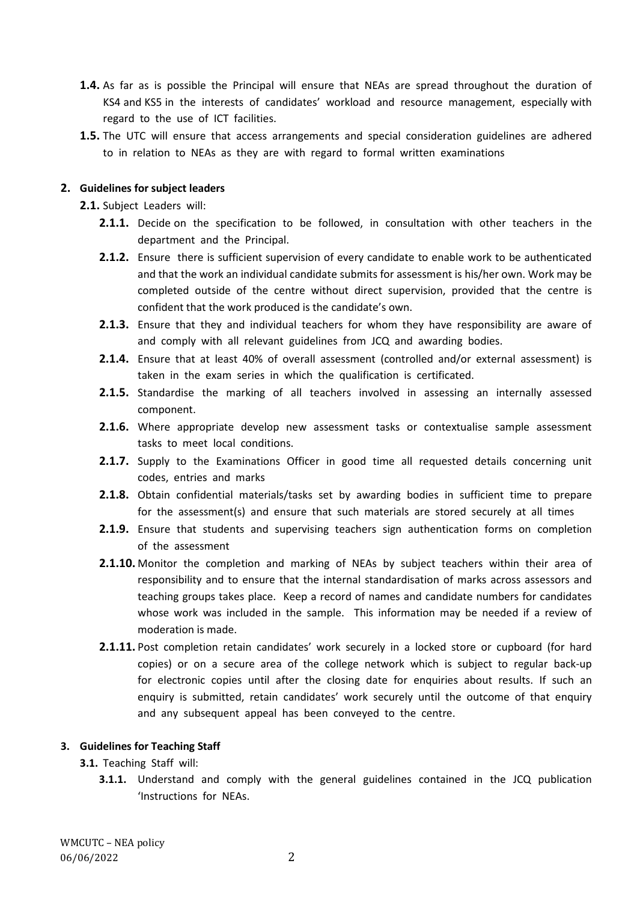**1.4.** As far as is possible the Principal will ensure that NEAs are spread throughout the duration of KS4 and KS5 in the interests of candidates' workload and resource management, especially with regard to the use of ICT facilities.

**1.5.** The UTC will ensure that access arrangements and special consideration guidelines are adhered to in relation to NEAs as they are with regard to formal written examinations

## 2. Guidelines for subject leaders

**2.1.** Subject Leaders will:

**2.1.1.** Decide on the specification to be followed, in consultation with other teachers in the department and the Principal.

**2.1.2.** Ensure there is sufficient supervision of every candidate to enable work to be authenticated and that the work an individual candidate submits for assessment is his/her own. Work may be completed outside of the centre without direct supervision, provided that the centre is confident that the work produced is the candidate's own.

**2.1.3.** Ensure that they and individual teachers for whom they have responsibility are aware of and comply with all relevant guidelines from JCQ and awarding bodies.

**2.1.4.** Ensure that at least 40% of overall assessment (controlled and/or external assessment) is taken in the exam series in which the qualification is certificated.

**2.1.5.** Standardise the marking of all teachers involved in assessing an internally assessed component.

**2.1.6.** Where appropriate develop new assessment tasks or contextualise sample assessment tasks to meet local conditions.

**2.1.7.** Supply to the Examinations Officer in good time all requested details concerning unit codes, entries and marks

**2.1.8.** Obtain confidential materials/tasks set by awarding bodies in sufficient time to prepare for the assessment(s) and ensure that such materials are stored securely at all times

**2.1.9.** Ensure that students and supervising teachers sign authentication forms on completion of the assessment

**2.1.10.** Monitor the completion and marking of NEAs by subject teachers within their area of responsibility and to ensure that the internal standardisation of marks across assessors and teaching groups takes place. Keep a record of names and candidate numbers for candidates whose work was included in the sample. This information may be needed if a review of moderation is made.

**2.1.11.** Post completion retain candidates' work securely in a locked store or cupboard (for hard copies) or on a secure area of the college network which is subject to regular back-up for electronic copies until after the closing date for enquiries about results. If such an enquiry is submitted, retain candidates' work securely until the outcome of that enquiry and any subsequent appeal has been conveyed to the centre.

## 3. Guidelines for Teaching Staff

**3.1.** Teaching Staff will:

**3.1.1.** Understand and comply with the general guidelines contained in the JCQ publication 'Instructions for NEAs.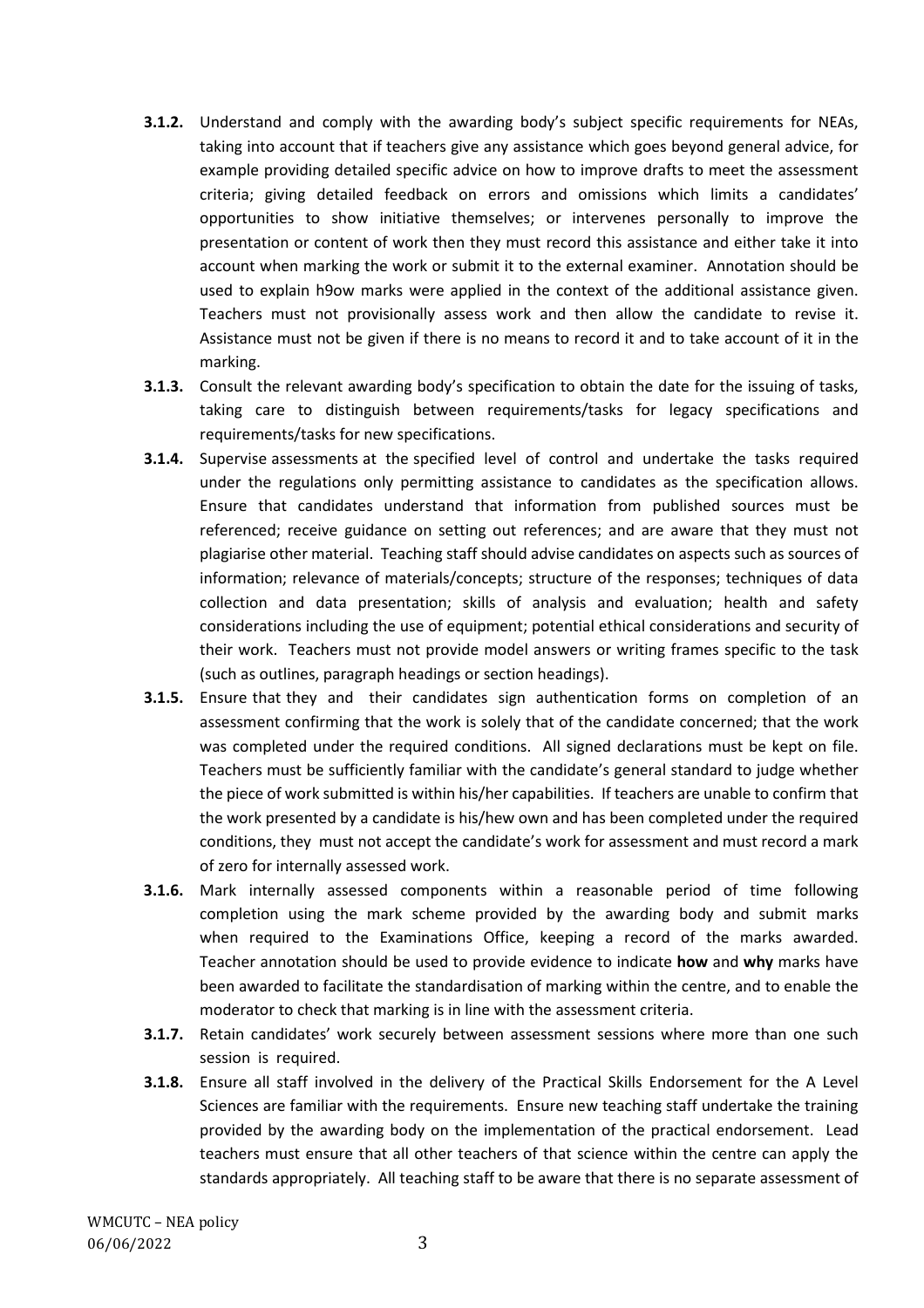- **3.1.2.** Understand and comply with the awarding body's subject specific requirements for NEAs, taking into account that if teachers give any assistance which goes beyond general advice, for example providing detailed specific advice on how to improve drafts to meet the assessment criteria; giving detailed feedback on errors and omissions which limits a candidates' opportunities to show initiative themselves; or intervenes personally to improve the presentation or content of work then they must record this assistance and either take it into account when marking the work or submit it to the external examiner. Annotation should be used to explain h9ow marks were applied in the context of the additional assistance given. Teachers must not provisionally assess work and then allow the candidate to revise it. Assistance must not be given if there is no means to record it and to take account of it in the marking.
- **3.1.3.** Consult the relevant awarding body's specification to obtain the date for the issuing of tasks, taking care to distinguish between requirements/tasks for legacy specifications and requirements/tasks for new specifications.
- **3.1.4.** Supervise assessments at the specified level of control and undertake the tasks required under the regulations only permitting assistance to candidates as the specification allows. Ensure that candidates understand that information from published sources must be referenced; receive guidance on setting out references; and are aware that they must not plagiarise other material. Teaching staff should advise candidates on aspects such as sources of information; relevance of materials/concepts; structure of the responses; techniques of data collection and data presentation; skills of analysis and evaluation; health and safety considerations including the use of equipment; potential ethical considerations and security of their work. Teachers must not provide model answers or writing frames specific to the task (such as outlines, paragraph headings or section headings).
- **3.1.5.** Ensure that they and their candidates sign authentication forms on completion of an assessment confirming that the work is solely that of the candidate concerned; that the work was completed under the required conditions. All signed declarations must be kept on file. Teachers must be sufficiently familiar with the candidate's general standard to judge whether the piece of work submitted is within his/her capabilities. If teachers are unable to confirm that the work presented by a candidate is his/hew own and has been completed under the required conditions, they must not accept the candidate's work for assessment and must record a mark of zero for internally assessed work.
- **3.1.6.** Mark internally assessed components within a reasonable period of time following completion using the mark scheme provided by the awarding body and submit marks when required to the Examinations Office, keeping a record of the marks awarded. Teacher annotation should be used to provide evidence to indicate **how** and **why** marks have been awarded to facilitate the standardisation of marking within the centre, and to enable the moderator to check that marking is in line with the assessment criteria.
- **3.1.7.** Retain candidates' work securely between assessment sessions where more than one such session is required.
- **3.1.8.** Ensure all staff involved in the delivery of the Practical Skills Endorsement for the A Level Sciences are familiar with the requirements. Ensure new teaching staff undertake the training provided by the awarding body on the implementation of the practical endorsement. Lead teachers must ensure that all other teachers of that science within the centre can apply the standards appropriately. All teaching staff to be aware that there is no separate assessment of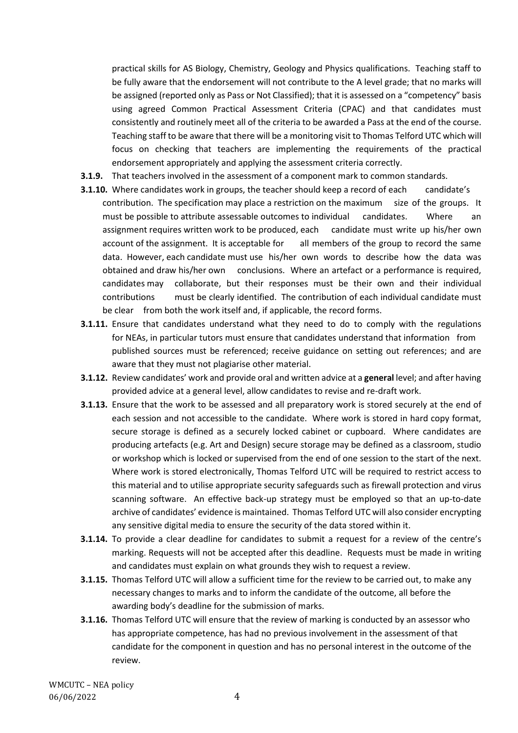practical skills for AS Biology, Chemistry, Geology and Physics qualifications. Teaching staff to be fully aware that the endorsement will not contribute to the A level grade; that no marks will be assigned (reported only as Pass or Not Classified); that it is assessed on a "competency" basis using agreed Common Practical Assessment Criteria (CPAC) and that candidates must consistently and routinely meet all of the criteria to be awarded a Pass at the end of the course. Teaching staff to be aware that there will be a monitoring visit to Thomas Telford UTC which will focus on checking that teachers are implementing the requirements of the practical endorsement appropriately and applying the assessment criteria correctly.

**3.1.9.** That teachers involved in the assessment of a component mark to common standards.

**3.1.10.** Where candidates work in groups, the teacher should keep a record of each candidate's contribution. The specification may place a restriction on the maximum size of the groups. It must be possible to attribute assessable outcomes to individual candidates. Where an assignment requires written work to be produced, each candidate must write up his/her own account of the assignment. It is acceptable for all members of the group to record the same data. However, each candidate must use his/her own words to describe how the data was obtained and draw his/her own conclusions. Where an artefact or a performance is required, candidates may collaborate, but their responses must be their own and their individual contributions must be clearly identified. The contribution of each individual candidate must be clear from both the work itself and, if applicable, the record forms.

**3.1.11.** Ensure that candidates understand what they need to do to comply with the regulations for NEAs, in particular tutors must ensure that candidates understand that information from published sources must be referenced; receive guidance on setting out references; and are aware that they must not plagiarise other material.

**3.1.12.** Review candidates' work and provide oral and written advice at a **general** level; and after having provided advice at a general level, allow candidates to revise and re-draft work.

**3.1.13.** Ensure that the work to be assessed and all preparatory work is stored securely at the end of each session and not accessible to the candidate. Where work is stored in hard copy format, secure storage is defined as a securely locked cabinet or cupboard. Where candidates are producing artefacts (e.g. Art and Design) secure storage may be defined as a classroom, studio or workshop which is locked or supervised from the end of one session to the start of the next. Where work is stored electronically, Thomas Telford UTC will be required to restrict access to this material and to utilise appropriate security safeguards such as firewall protection and virus scanning software. An effective back-up strategy must be employed so that an up-to-date archive of candidates' evidence is maintained. Thomas Telford UTC will also consider encrypting any sensitive digital media to ensure the security of the data stored within it.

**3.1.14.** To provide a clear deadline for candidates to submit a request for a review of the centre's marking. Requests will not be accepted after this deadline. Requests must be made in writing and candidates must explain on what grounds they wish to request a review.

**3.1.15.** Thomas Telford UTC will allow a sufficient time for the review to be carried out, to make any necessary changes to marks and to inform the candidate of the outcome, all before the awarding body's deadline for the submission of marks.

**3.1.16.** Thomas Telford UTC will ensure that the review of marking is conducted by an assessor who has appropriate competence, has had no previous involvement in the assessment of that candidate for the component in question and has no personal interest in the outcome of the review.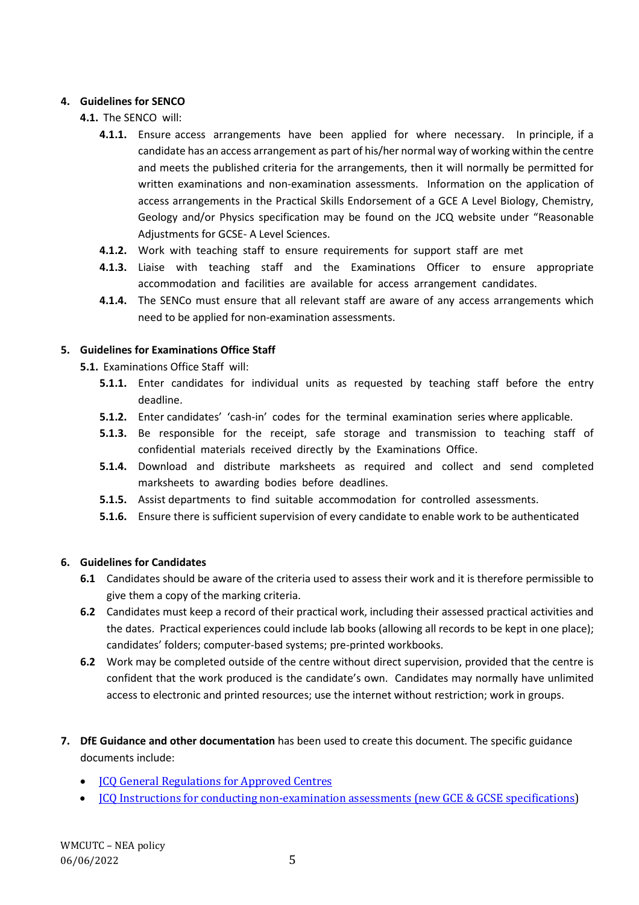## 4. Guidelines for SENCO

**4.1.** The SENCO will:

**4.1.1.** Ensure access arrangements have been applied for where necessary. In principle, if a candidate has an access arrangement as part of his/her normal way of working within the centre and meets the published criteria for the arrangements, then it will normally be permitted for written examinations and non-examination assessments. Information on the application of access arrangements in the Practical Skills Endorsement of a GCE A Level Biology, Chemistry, Geology and/or Physics specification may be found on the JCQ website under "Reasonable Adjustments for GCSE- A Level Sciences.

**4.1.2.** Work with teaching staff to ensure requirements for support staff are met

**4.1.3.** Liaise with teaching staff and the Examinations Officer to ensure appropriate accommodation and facilities are available for access arrangement candidates.

**4.1.4.** The SENCo must ensure that all relevant staff are aware of any access arrangements which need to be applied for non-examination assessments.

## 5. Guidelines for Examinations Office Staff

**5.1.** Examinations Office Staff will:

**5.1.1.** Enter candidates for individual units as requested by teaching staff before the entry deadline.

**5.1.2.** Enter candidates' 'cash-in' codes for the terminal examination series where applicable.

**5.1.3.** Be responsible for the receipt, safe storage and transmission to teaching staff of confidential materials received directly by the Examinations Office.

**5.1.4.** Download and distribute marksheets as required and collect and send completed marksheets to awarding bodies before deadlines.

**5.1.5.** Assist departments to find suitable accommodation for controlled assessments.

**5.1.6.** Ensure there is sufficient supervision of every candidate to enable work to be authenticated

## 6. Guidelines for Candidates

**6.1** Candidates should be aware of the criteria used to assess their work and it is therefore permissible to give them a copy of the marking criteria.

**6.2** Candidates must keep a record of their practical work, including their assessed practical activities and the dates. Practical experiences could include lab books (allowing all records to be kept in one place); candidates' folders; computer-based systems; pre-printed workbooks.

**6.2** Work may be completed outside of the centre without direct supervision, provided that the centre is confident that the work produced is the candidate's own. Candidates may normally have unlimited access to electronic and printed resources; use the internet without restriction; work in groups.

## 7. DfE Guidance and other documentation has been used to create this document. The specific guidance documents include:

- JCQ General Regulations for Approved Centres
- JCQ Instructions for conducting non-examination assessments (new GCE & GCSE specifications)

WMCUTC – NEA policy
06/06/2022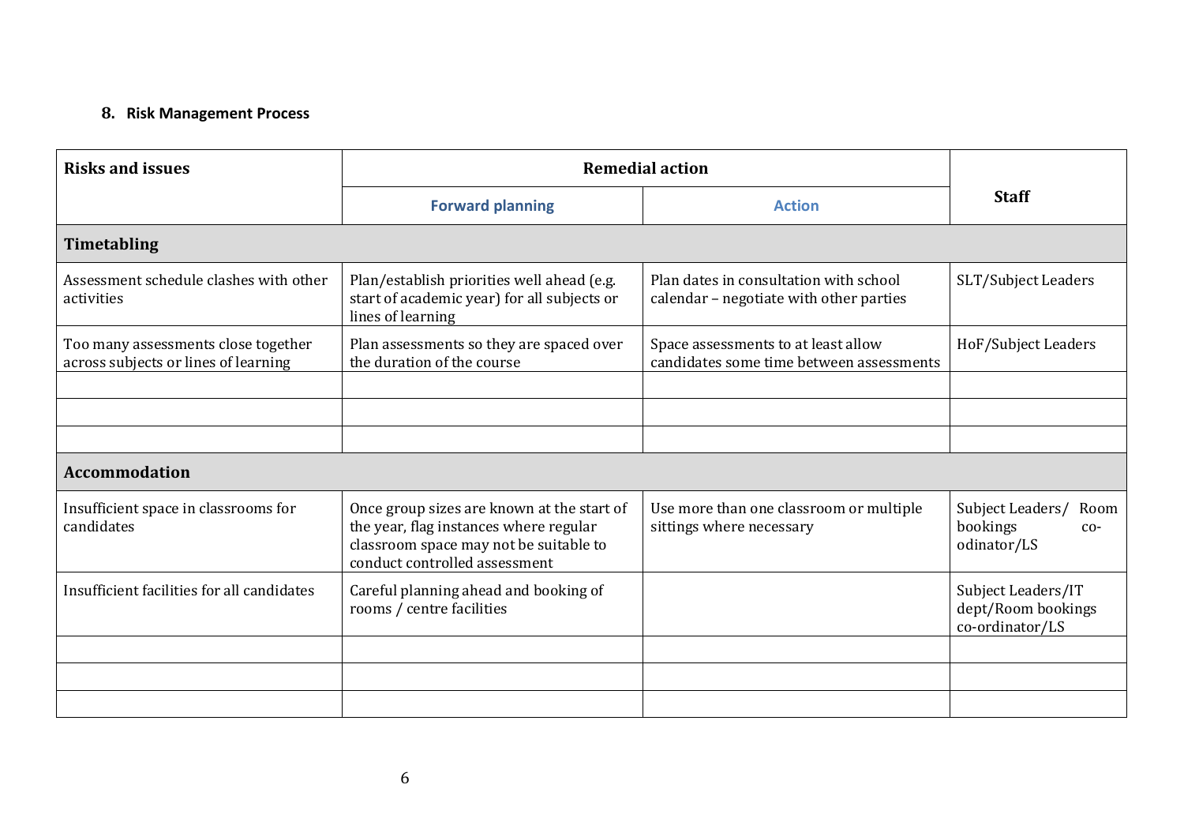## 8. Risk Management Process

| Risks and issues | Remedial action | | Staff |
|---|---|---|---|
| | **Forward planning** | **Action** | |
| **Timetabling** | | | |
| Assessment schedule clashes with other activities | Plan/establish priorities well ahead (e.g. start of academic year) for all subjects or lines of learning | Plan dates in consultation with school calendar – negotiate with other parties | SLT/Subject Leaders |
| Too many assessments close together across subjects or lines of learning | Plan assessments so they are spaced over the duration of the course | Space assessments to at least allow candidates some time between assessments | HoF/Subject Leaders |
| | | | |
| | | | |
| | | | |
| **Accommodation** | | | |
| Insufficient space in classrooms for candidates | Once group sizes are known at the start of the year, flag instances where regular classroom space may not be suitable to conduct controlled assessment | Use more than one classroom or multiple sittings where necessary | Subject Leaders/ Room bookings co-odinator/LS |
| Insufficient facilities for all candidates | Careful planning ahead and booking of rooms / centre facilities | | Subject Leaders/IT dept/Room bookings co-ordinator/LS |
| | | | |
| | | | |
| | | | |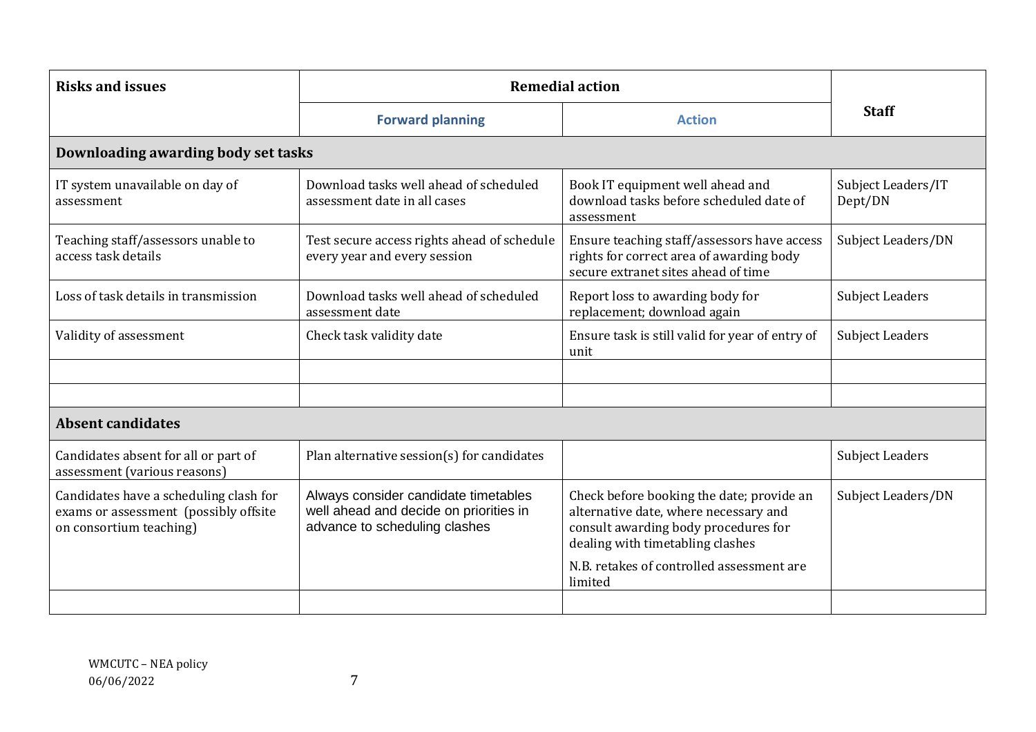| Risks and issues | Remedial action | | Staff |
|---|---|---|---|
| | **Forward planning** | **Action** | |
| **Downloading awarding body set tasks** | | | |
| IT system unavailable on day of assessment | Download tasks well ahead of scheduled assessment date in all cases | Book IT equipment well ahead and download tasks before scheduled date of assessment | Subject Leaders/IT Dept/DN |
| Teaching staff/assessors unable to access task details | Test secure access rights ahead of schedule every year and every session | Ensure teaching staff/assessors have access rights for correct area of awarding body secure extranet sites ahead of time | Subject Leaders/DN |
| Loss of task details in transmission | Download tasks well ahead of scheduled assessment date | Report loss to awarding body for replacement; download again | Subject Leaders |
| Validity of assessment | Check task validity date | Ensure task is still valid for year of entry of unit | Subject Leaders |
| | | | |
| | | | |
| **Absent candidates** | | | |
| Candidates absent for all or part of assessment (various reasons) | Plan alternative session(s) for candidates | | Subject Leaders |
| Candidates have a scheduling clash for exams or assessment (possibly offsite on consortium teaching) | Always consider candidate timetables well ahead and decide on priorities in advance to scheduling clashes | Check before booking the date; provide an alternative date, where necessary and consult awarding body procedures for dealing with timetabling clashes<br><br>N.B. retakes of controlled assessment are limited | Subject Leaders/DN |
| | | | |

WMCUTC – NEA policy
06/06/2022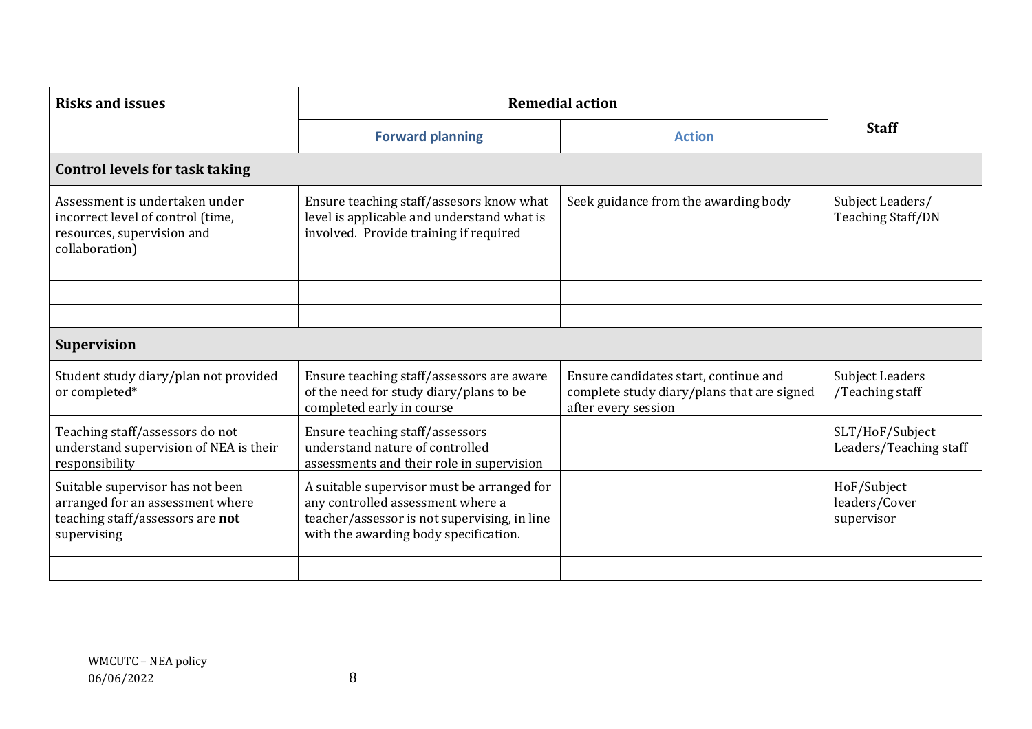| Risks and issues | Remedial action | | Staff |
|---|---|---|---|
| | **Forward planning** | **Action** | |
| **Control levels for task taking** | | | |
| Assessment is undertaken under incorrect level of control (time, resources, supervision and collaboration) | Ensure teaching staff/assesors know what level is applicable and understand what is involved. Provide training if required | Seek guidance from the awarding body | Subject Leaders/ Teaching Staff/DN |
| | | | |
| | | | |
| | | | |
| **Supervision** | | | |
| Student study diary/plan not provided or completed* | Ensure teaching staff/assessors are aware of the need for study diary/plans to be completed early in course | Ensure candidates start, continue and complete study diary/plans that are signed after every session | Subject Leaders /Teaching staff |
| Teaching staff/assessors do not understand supervision of NEA is their responsibility | Ensure teaching staff/assessors understand nature of controlled assessments and their role in supervision | | SLT/HoF/Subject Leaders/Teaching staff |
| Suitable supervisor has not been arranged for an assessment where teaching staff/assessors are **not** supervising | A suitable supervisor must be arranged for any controlled assessment where a teacher/assessor is not supervising, in line with the awarding body specification. | | HoF/Subject leaders/Cover supervisor |
| | | | |

WMCUTC – NEA policy
06/06/2022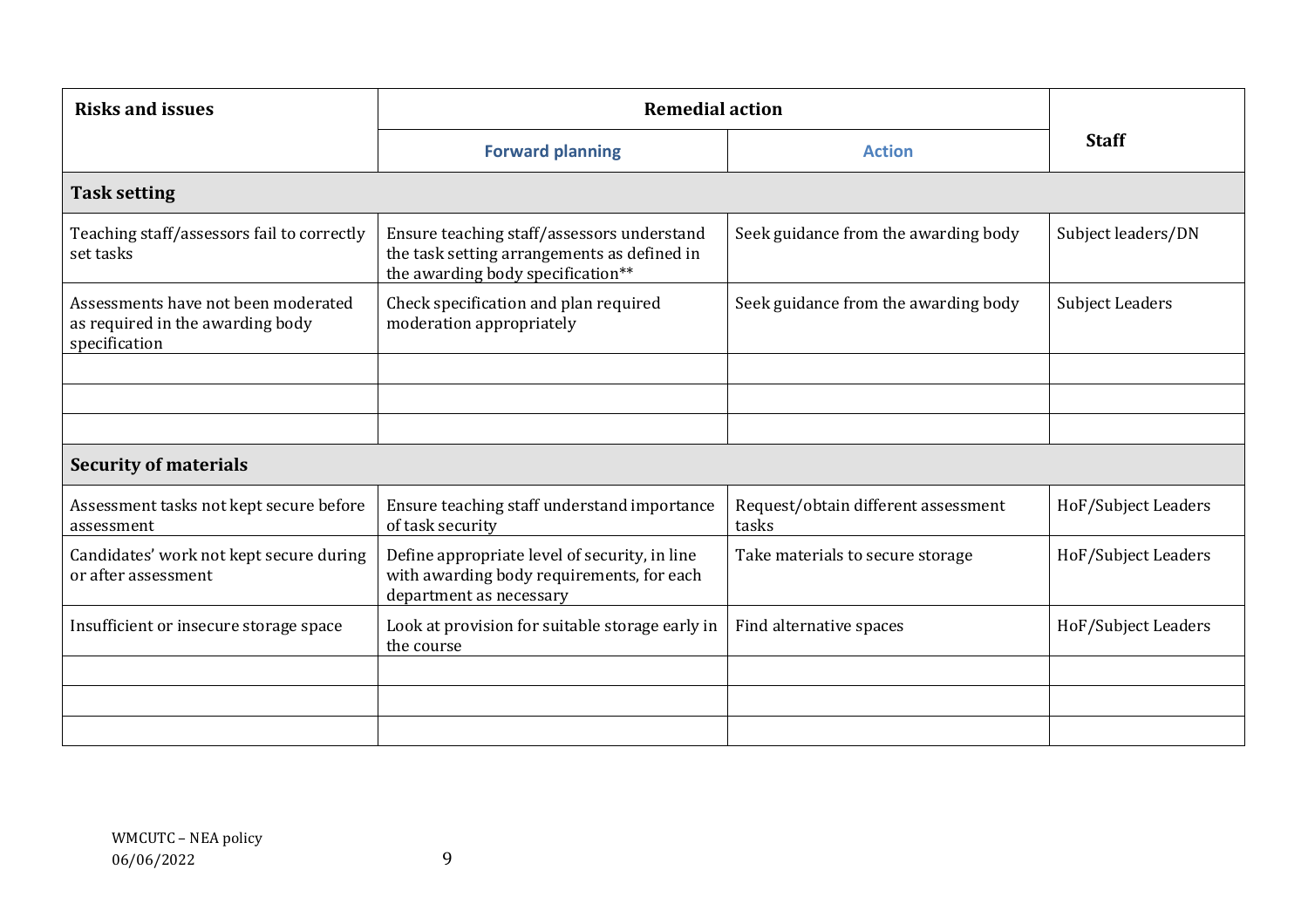| Risks and issues | Remedial action | | Staff |
|---|---|---|---|
| | **Forward planning** | **Action** | |
| **Task setting** | | | |
| Teaching staff/assessors fail to correctly set tasks | Ensure teaching staff/assessors understand the task setting arrangements as defined in the awarding body specification** | Seek guidance from the awarding body | Subject leaders/DN |
| Assessments have not been moderated as required in the awarding body specification | Check specification and plan required moderation appropriately | Seek guidance from the awarding body | Subject Leaders |
| | | | |
| | | | |
| | | | |
| **Security of materials** | | | |
| Assessment tasks not kept secure before assessment | Ensure teaching staff understand importance of task security | Request/obtain different assessment tasks | HoF/Subject Leaders |
| Candidates' work not kept secure during or after assessment | Define appropriate level of security, in line with awarding body requirements, for each department as necessary | Take materials to secure storage | HoF/Subject Leaders |
| Insufficient or insecure storage space | Look at provision for suitable storage early in the course | Find alternative spaces | HoF/Subject Leaders |
| | | | |
| | | | |
| | | | |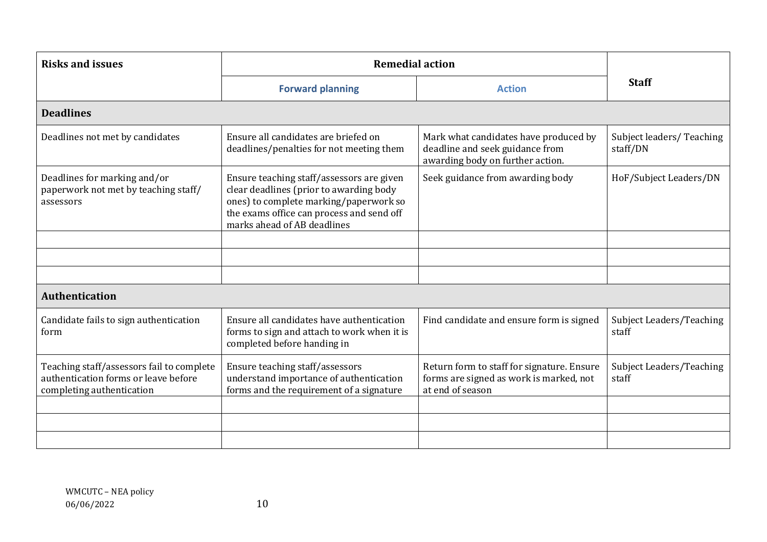| Risks and issues | Remedial action | | Staff |
|---|---|---|---|
| | **Forward planning** | **Action** | |
| **Deadlines** | | | |
| Deadlines not met by candidates | Ensure all candidates are briefed on deadlines/penalties for not meeting them | Mark what candidates have produced by deadline and seek guidance from awarding body on further action. | Subject leaders/ Teaching staff/DN |
| Deadlines for marking and/or paperwork not met by teaching staff/ assessors | Ensure teaching staff/assessors are given clear deadlines (prior to awarding body ones) to complete marking/paperwork so the exams office can process and send off marks ahead of AB deadlines | Seek guidance from awarding body | HoF/Subject Leaders/DN |
| | | | |
| | | | |
| | | | |
| **Authentication** | | | |
| Candidate fails to sign authentication form | Ensure all candidates have authentication forms to sign and attach to work when it is completed before handing in | Find candidate and ensure form is signed | Subject Leaders/Teaching staff |
| Teaching staff/assessors fail to complete authentication forms or leave before completing authentication | Ensure teaching staff/assessors understand importance of authentication forms and the requirement of a signature | Return form to staff for signature. Ensure forms are signed as work is marked, not at end of season | Subject Leaders/Teaching staff |
| | | | |
| | | | |
| | | | |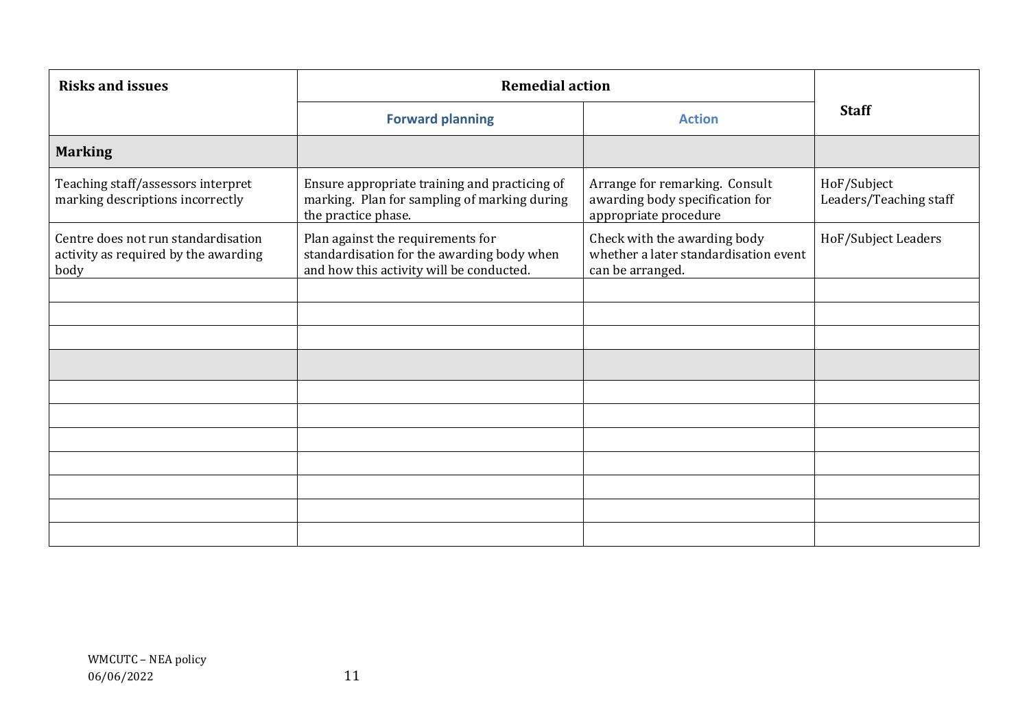| Risks and issues | Remedial action | | Staff |
|---|---|---|---|
| | **Forward planning** | **Action** | |
| **Marking** | | | |
| Teaching staff/assessors interpret marking descriptions incorrectly | Ensure appropriate training and practicing of marking. Plan for sampling of marking during the practice phase. | Arrange for remarking. Consult awarding body specification for appropriate procedure | HoF/Subject Leaders/Teaching staff |
| Centre does not run standardisation activity as required by the awarding body | Plan against the requirements for standardisation for the awarding body when and how this activity will be conducted. | Check with the awarding body whether a later standardisation event can be arranged. | HoF/Subject Leaders |
| | | | |
| | | | |
| | | | |
| | | | |
| | | | |
| | | | |
| | | | |
| | | | |
| | | | |
| | | | |
| | | | |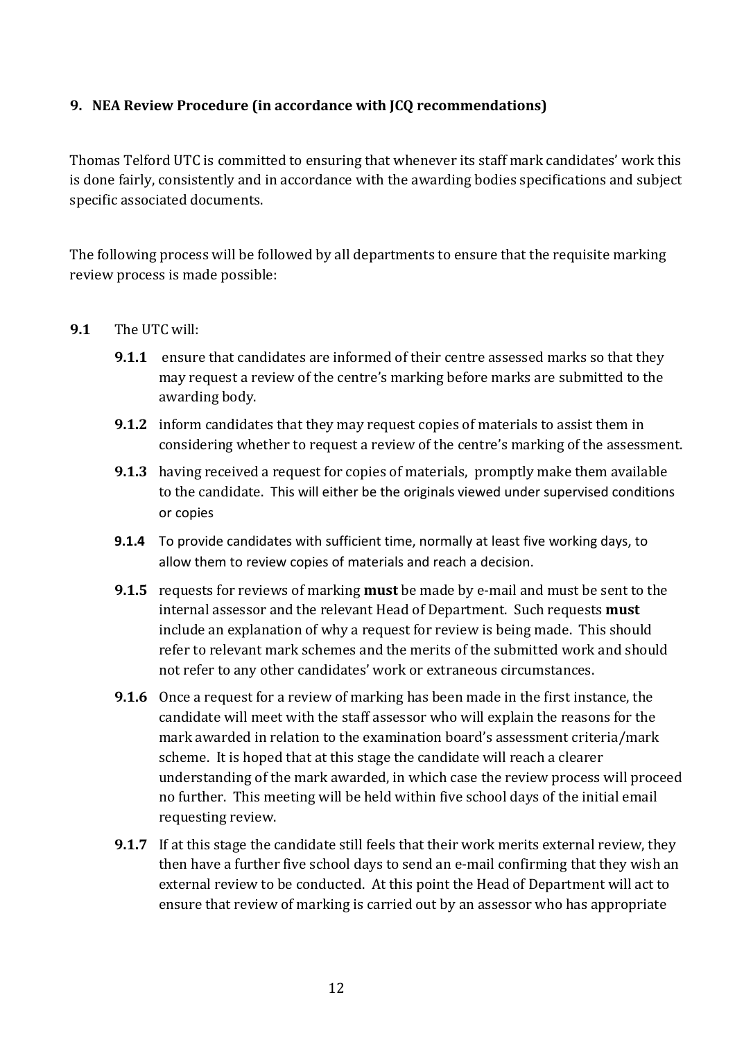## 9. NEA Review Procedure (in accordance with JCQ recommendations)

Thomas Telford UTC is committed to ensuring that whenever its staff mark candidates' work this is done fairly, consistently and in accordance with the awarding bodies specifications and subject specific associated documents.

The following process will be followed by all departments to ensure that the requisite marking review process is made possible:

**9.1** The UTC will:

- **9.1.1** ensure that candidates are informed of their centre assessed marks so that they may request a review of the centre's marking before marks are submitted to the awarding body.
- **9.1.2** inform candidates that they may request copies of materials to assist them in considering whether to request a review of the centre's marking of the assessment.
- **9.1.3** having received a request for copies of materials, promptly make them available to the candidate. This will either be the originals viewed under supervised conditions or copies
- **9.1.4** To provide candidates with sufficient time, normally at least five working days, to allow them to review copies of materials and reach a decision.
- **9.1.5** requests for reviews of marking **must** be made by e-mail and must be sent to the internal assessor and the relevant Head of Department. Such requests **must** include an explanation of why a request for review is being made. This should refer to relevant mark schemes and the merits of the submitted work and should not refer to any other candidates' work or extraneous circumstances.
- **9.1.6** Once a request for a review of marking has been made in the first instance, the candidate will meet with the staff assessor who will explain the reasons for the mark awarded in relation to the examination board's assessment criteria/mark scheme. It is hoped that at this stage the candidate will reach a clearer understanding of the mark awarded, in which case the review process will proceed no further. This meeting will be held within five school days of the initial email requesting review.
- **9.1.7** If at this stage the candidate still feels that their work merits external review, they then have a further five school days to send an e-mail confirming that they wish an external review to be conducted. At this point the Head of Department will act to ensure that review of marking is carried out by an assessor who has appropriate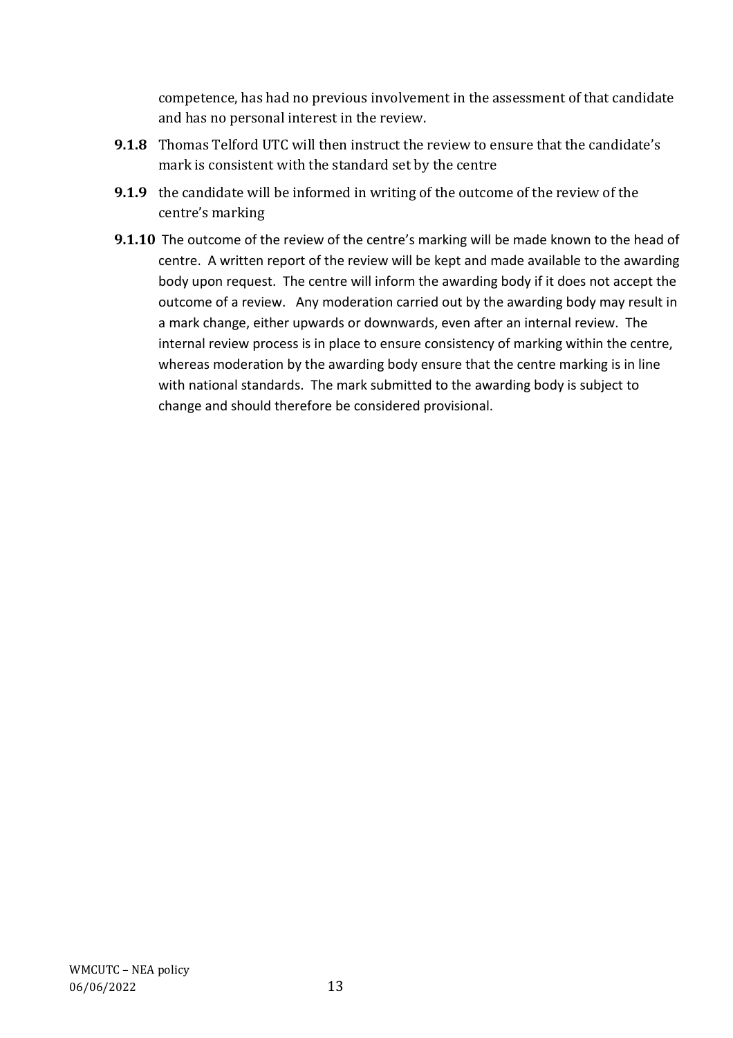competence, has had no previous involvement in the assessment of that candidate and has no personal interest in the review.

**9.1.8** Thomas Telford UTC will then instruct the review to ensure that the candidate's mark is consistent with the standard set by the centre

**9.1.9** the candidate will be informed in writing of the outcome of the review of the centre's marking

**9.1.10** The outcome of the review of the centre's marking will be made known to the head of centre. A written report of the review will be kept and made available to the awarding body upon request. The centre will inform the awarding body if it does not accept the outcome of a review. Any moderation carried out by the awarding body may result in a mark change, either upwards or downwards, even after an internal review. The internal review process is in place to ensure consistency of marking within the centre, whereas moderation by the awarding body ensure that the centre marking is in line with national standards. The mark submitted to the awarding body is subject to change and should therefore be considered provisional.